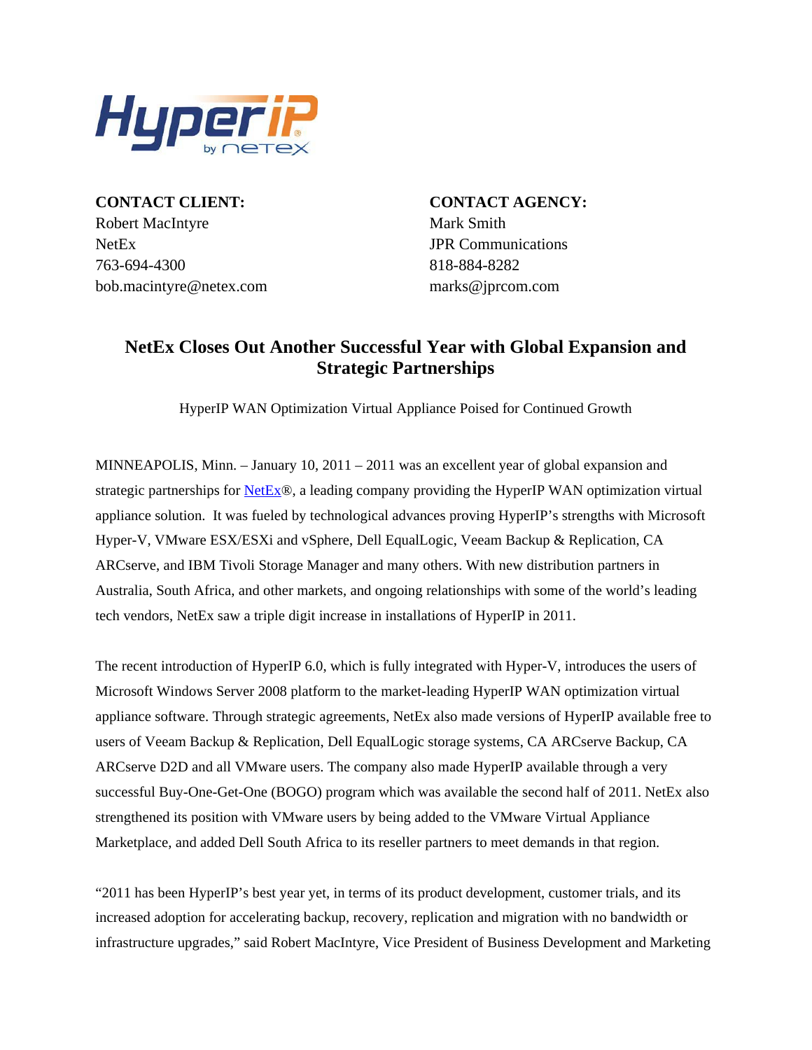**CONTACT CLIENT:**
Robert MacIntyre
NetEx
763-694-4300
bob.macintyre@netex.com

**CONTACT AGENCY:**
Mark Smith
JPR Communications
818-884-8282
marks@jprcom.com

# NetEx Closes Out Another Successful Year with Global Expansion and Strategic Partnerships

HyperIP WAN Optimization Virtual Appliance Poised for Continued Growth

MINNEAPOLIS, Minn. – January 10, 2011 – 2011 was an excellent year of global expansion and strategic partnerships for NetEx®, a leading company providing the HyperIP WAN optimization virtual appliance solution. It was fueled by technological advances proving HyperIP's strengths with Microsoft Hyper-V, VMware ESX/ESXi and vSphere, Dell EqualLogic, Veeam Backup & Replication, CA ARCserve, and IBM Tivoli Storage Manager and many others. With new distribution partners in Australia, South Africa, and other markets, and ongoing relationships with some of the world's leading tech vendors, NetEx saw a triple digit increase in installations of HyperIP in 2011.

The recent introduction of HyperIP 6.0, which is fully integrated with Hyper-V, introduces the users of Microsoft Windows Server 2008 platform to the market-leading HyperIP WAN optimization virtual appliance software. Through strategic agreements, NetEx also made versions of HyperIP available free to users of Veeam Backup & Replication, Dell EqualLogic storage systems, CA ARCserve Backup, CA ARCserve D2D and all VMware users. The company also made HyperIP available through a very successful Buy-One-Get-One (BOGO) program which was available the second half of 2011. NetEx also strengthened its position with VMware users by being added to the VMware Virtual Appliance Marketplace, and added Dell South Africa to its reseller partners to meet demands in that region.

"2011 has been HyperIP's best year yet, in terms of its product development, customer trials, and its increased adoption for accelerating backup, recovery, replication and migration with no bandwidth or infrastructure upgrades," said Robert MacIntyre, Vice President of Business Development and Marketing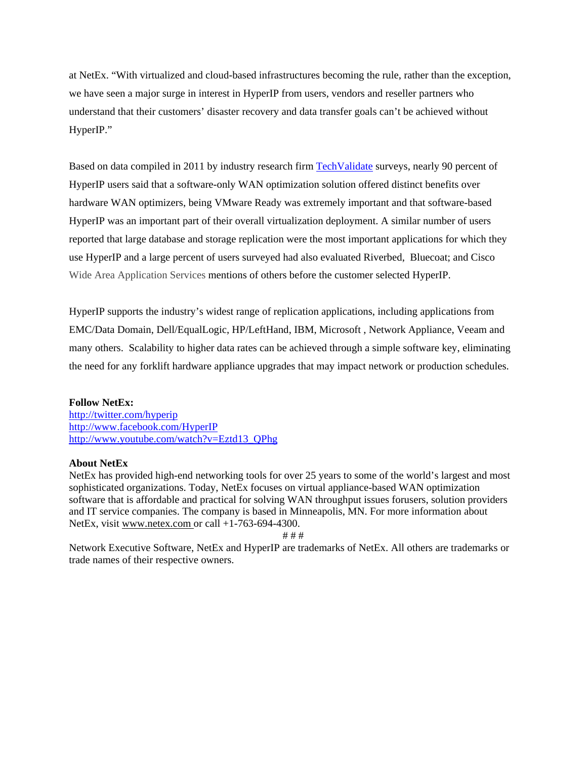at NetEx. "With virtualized and cloud-based infrastructures becoming the rule, rather than the exception, we have seen a major surge in interest in HyperIP from users, vendors and reseller partners who understand that their customers' disaster recovery and data transfer goals can't be achieved without HyperIP."

Based on data compiled in 2011 by industry research firm TechValidate surveys, nearly 90 percent of HyperIP users said that a software-only WAN optimization solution offered distinct benefits over hardware WAN optimizers, being VMware Ready was extremely important and that software-based HyperIP was an important part of their overall virtualization deployment. A similar number of users reported that large database and storage replication were the most important applications for which they use HyperIP and a large percent of users surveyed had also evaluated Riverbed, Bluecoat; and Cisco Wide Area Application Services mentions of others before the customer selected HyperIP.

HyperIP supports the industry's widest range of replication applications, including applications from EMC/Data Domain, Dell/EqualLogic, HP/LeftHand, IBM, Microsoft , Network Appliance, Veeam and many others. Scalability to higher data rates can be achieved through a simple software key, eliminating the need for any forklift hardware appliance upgrades that may impact network or production schedules.

**Follow NetEx:**
http://twitter.com/hyperip
http://www.facebook.com/HyperIP
http://www.youtube.com/watch?v=Eztd13_QPhg

**About NetEx**
NetEx has provided high-end networking tools for over 25 years to some of the world's largest and most sophisticated organizations. Today, NetEx focuses on virtual appliance-based WAN optimization software that is affordable and practical for solving WAN throughput issues forusers, solution providers and IT service companies. The company is based in Minneapolis, MN. For more information about NetEx, visit www.netex.com or call +1-763-694-4300.

# # #

Network Executive Software, NetEx and HyperIP are trademarks of NetEx. All others are trademarks or trade names of their respective owners.